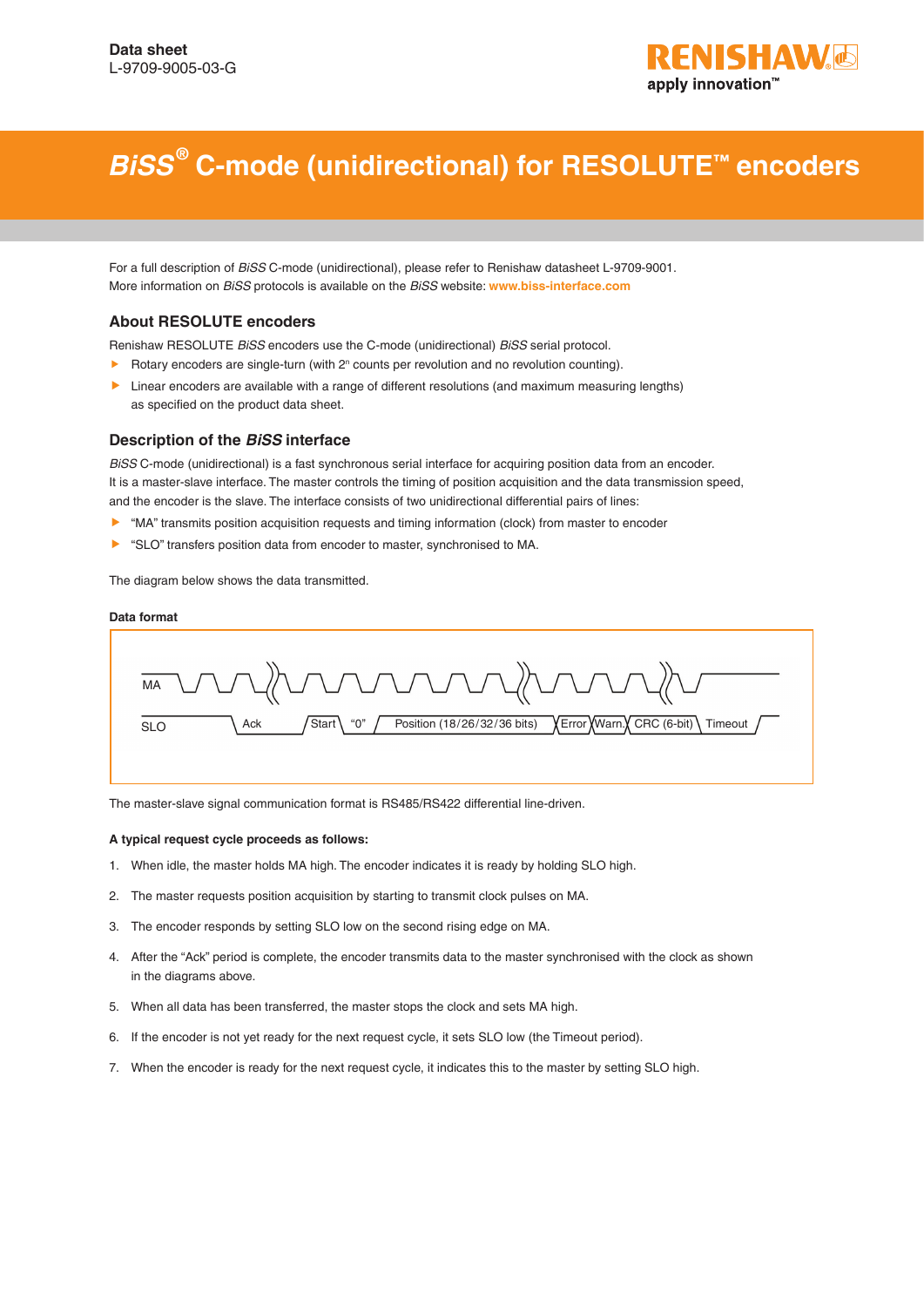Data sheet
L-9709-9005-03-G

# *BiSS*® C-mode (unidirectional) for RESOLUTE™ encoders

For a full description of *BiSS* C-mode (unidirectional), please refer to Renishaw datasheet L-9709-9001.
More information on *BiSS* protocols is available on the *BiSS* website: **www.biss-interface.com**

## About RESOLUTE encoders

Renishaw RESOLUTE *BiSS* encoders use the C-mode (unidirectional) *BiSS* serial protocol.

- Rotary encoders are single-turn (with $2^n$ counts per revolution and no revolution counting).
- Linear encoders are available with a range of different resolutions (and maximum measuring lengths) as specified on the product data sheet.

## Description of the *BiSS* interface

*BiSS* C-mode (unidirectional) is a fast synchronous serial interface for acquiring position data from an encoder. It is a master-slave interface. The master controls the timing of position acquisition and the data transmission speed, and the encoder is the slave. The interface consists of two unidirectional differential pairs of lines:

- "MA" transmits position acquisition requests and timing information (clock) from master to encoder
- "SLO" transfers position data from encoder to master, synchronised to MA.

The diagram below shows the data transmitted.

**Data format**

MA

SLO | Ack | Start | "0" | Position (18/26/32/36 bits) | Error | Warn. | CRC (6-bit) | Timeout

The master-slave signal communication format is RS485/RS422 differential line-driven.

**A typical request cycle proceeds as follows:**

1. When idle, the master holds MA high. The encoder indicates it is ready by holding SLO high.
2. The master requests position acquisition by starting to transmit clock pulses on MA.
3. The encoder responds by setting SLO low on the second rising edge on MA.
4. After the "Ack" period is complete, the encoder transmits data to the master synchronised with the clock as shown in the diagrams above.
5. When all data has been transferred, the master stops the clock and sets MA high.
6. If the encoder is not yet ready for the next request cycle, it sets SLO low (the Timeout period).
7. When the encoder is ready for the next request cycle, it indicates this to the master by setting SLO high.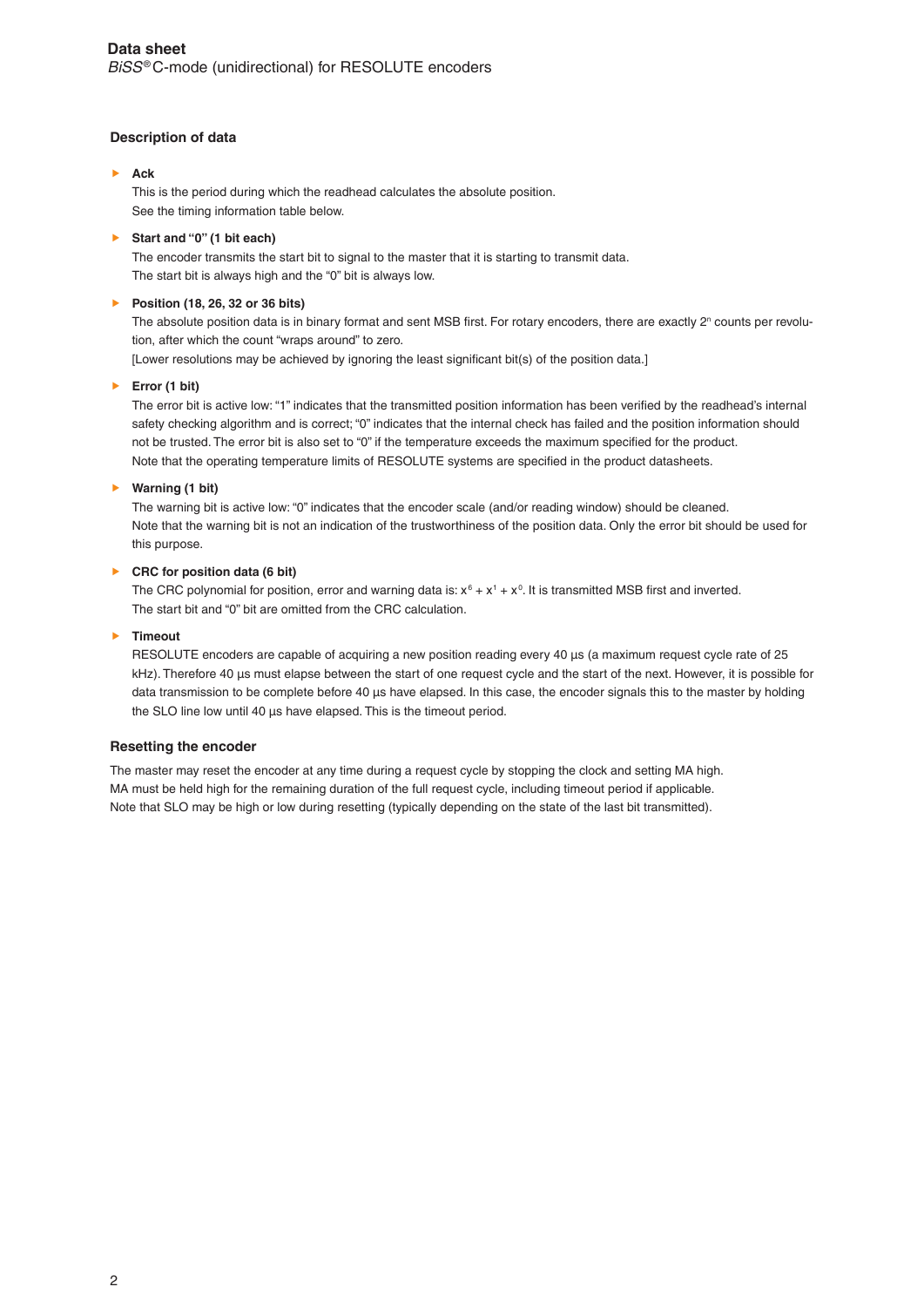## Description of data

- **Ack**
  This is the period during which the readhead calculates the absolute position.
  See the timing information table below.

- **Start and "0" (1 bit each)**
  The encoder transmits the start bit to signal to the master that it is starting to transmit data.
  The start bit is always high and the "0" bit is always low.

- **Position (18, 26, 32 or 36 bits)**
  The absolute position data is in binary format and sent MSB first. For rotary encoders, there are exactly $2^n$ counts per revolution, after which the count "wraps around" to zero.
  [Lower resolutions may be achieved by ignoring the least significant bit(s) of the position data.]

- **Error (1 bit)**
  The error bit is active low: "1" indicates that the transmitted position information has been verified by the readhead's internal safety checking algorithm and is correct; "0" indicates that the internal check has failed and the position information should not be trusted. The error bit is also set to "0" if the temperature exceeds the maximum specified for the product.
  Note that the operating temperature limits of RESOLUTE systems are specified in the product datasheets.

- **Warning (1 bit)**
  The warning bit is active low: "0" indicates that the encoder scale (and/or reading window) should be cleaned.
  Note that the warning bit is not an indication of the trustworthiness of the position data. Only the error bit should be used for this purpose.

- **CRC for position data (6 bit)**
  The CRC polynomial for position, error and warning data is: $x^6 + x^1 + x^0$. It is transmitted MSB first and inverted.
  The start bit and "0" bit are omitted from the CRC calculation.

- **Timeout**
  RESOLUTE encoders are capable of acquiring a new position reading every 40 µs (a maximum request cycle rate of 25 kHz). Therefore 40 µs must elapse between the start of one request cycle and the start of the next. However, it is possible for data transmission to be complete before 40 µs have elapsed. In this case, the encoder signals this to the master by holding the SLO line low until 40 µs have elapsed. This is the timeout period.

## Resetting the encoder

The master may reset the encoder at any time during a request cycle by stopping the clock and setting MA high.
MA must be held high for the remaining duration of the full request cycle, including timeout period if applicable.
Note that SLO may be high or low during resetting (typically depending on the state of the last bit transmitted).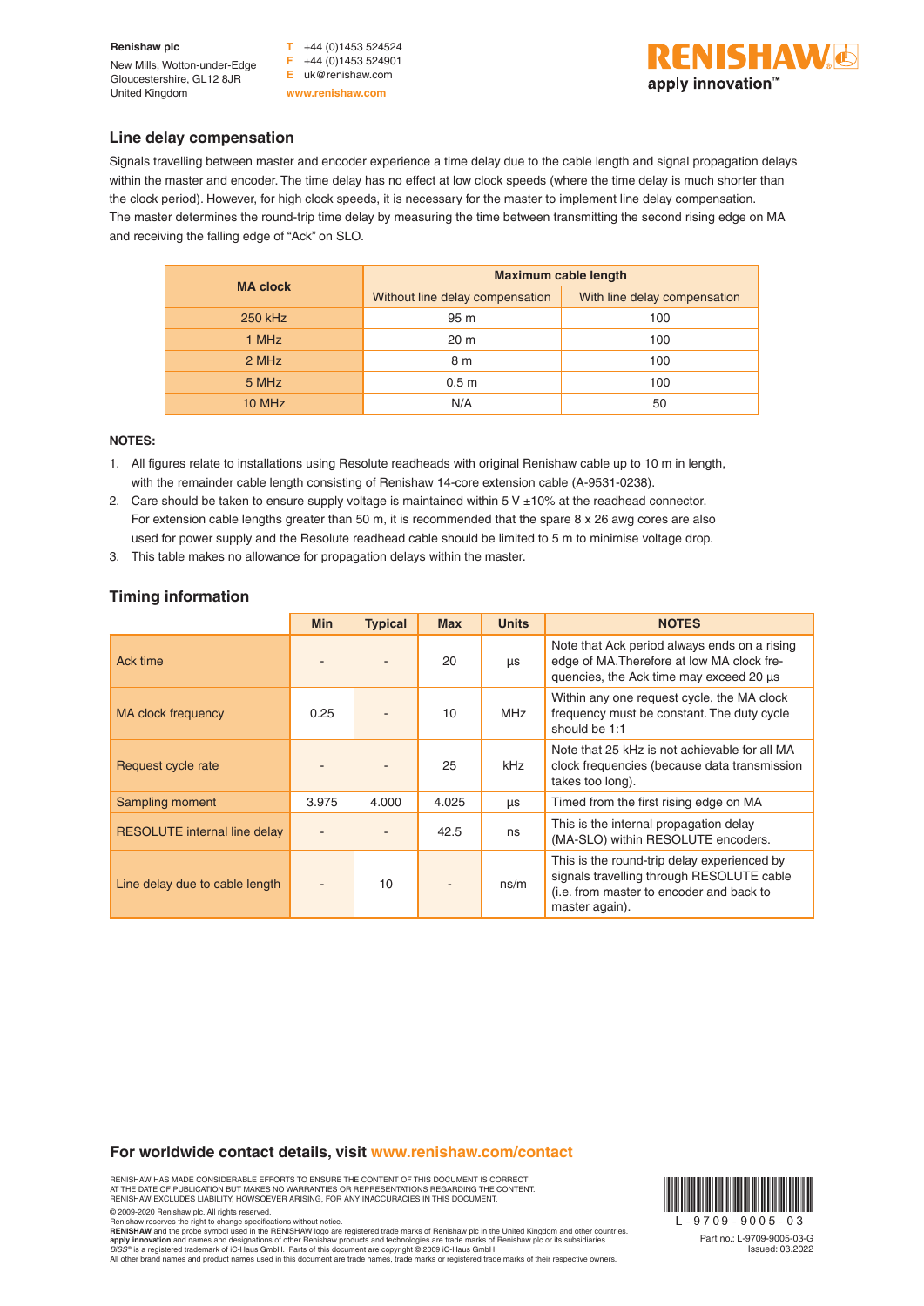Renishaw plc

New Mills, Wotton-under-Edge
Gloucestershire, GL12 8JR
United Kingdom

T +44 (0)1453 524524
F +44 (0)1453 524901
E uk@renishaw.com
www.renishaw.com

## Line delay compensation

Signals travelling between master and encoder experience a time delay due to the cable length and signal propagation delays within the master and encoder. The time delay has no effect at low clock speeds (where the time delay is much shorter than the clock period). However, for high clock speeds, it is necessary for the master to implement line delay compensation.
The master determines the round-trip time delay by measuring the time between transmitting the second rising edge on MA and receiving the falling edge of "Ack" on SLO.

| MA clock | Maximum cable length | |
|---|---|---|
| | Without line delay compensation | With line delay compensation |
| 250 kHz | 95 m | 100 |
| 1 MHz | 20 m | 100 |
| 2 MHz | 8 m | 100 |
| 5 MHz | 0.5 m | 100 |
| 10 MHz | N/A | 50 |

**NOTES:**

1. All figures relate to installations using Resolute readheads with original Renishaw cable up to 10 m in length, with the remainder cable length consisting of Renishaw 14-core extension cable (A-9531-0238).
2. Care should be taken to ensure supply voltage is maintained within 5 V ±10% at the readhead connector. For extension cable lengths greater than 50 m, it is recommended that the spare 8 x 26 awg cores are also used for power supply and the Resolute readhead cable should be limited to 5 m to minimise voltage drop.
3. This table makes no allowance for propagation delays within the master.

## Timing information

| | Min | Typical | Max | Units | NOTES |
|---|---|---|---|---|---|
| Ack time | - | - | 20 | µs | Note that Ack period always ends on a rising edge of MA.Therefore at low MA clock frequencies, the Ack time may exceed 20 µs |
| MA clock frequency | 0.25 | - | 10 | MHz | Within any one request cycle, the MA clock frequency must be constant. The duty cycle should be 1:1 |
| Request cycle rate | - | - | 25 | kHz | Note that 25 kHz is not achievable for all MA clock frequencies (because data transmission takes too long). |
| Sampling moment | 3.975 | 4.000 | 4.025 | µs | Timed from the first rising edge on MA |
| RESOLUTE internal line delay | - | - | 42.5 | ns | This is the internal propagation delay (MA-SLO) within RESOLUTE encoders. |
| Line delay due to cable length | - | 10 | - | ns/m | This is the round-trip delay experienced by signals travelling through RESOLUTE cable (i.e. from master to encoder and back to master again). |

**For worldwide contact details, visit www.renishaw.com/contact**

RENISHAW HAS MADE CONSIDERABLE EFFORTS TO ENSURE THE CONTENT OF THIS DOCUMENT IS CORRECT AT THE DATE OF PUBLICATION BUT MAKES NO WARRANTIES OR REPRESENTATIONS REGARDING THE CONTENT. RENISHAW EXCLUDES LIABILITY, HOWSOEVER ARISING, FOR ANY INACCURACIES IN THIS DOCUMENT.

© 2009-2020 Renishaw plc. All rights reserved.
Renishaw reserves the right to change specifications without notice.
**RENISHAW** and the probe symbol used in the RENISHAW logo are registered trade marks of Renishaw plc in the United Kingdom and other countries. **apply innovation** and names and designations of other Renishaw products and technologies are trade marks of Renishaw plc or its subsidiaries.
*BiSS*® is a registered trademark of iC-Haus GmbH. Parts of this document are copyright © 2009 iC-Haus GmbH
All other brand names and product names used in this document are trade names, trade marks or registered trade marks of their respective owners.

L-9709-9005-03

Part no.: L-9709-9005-03-G
Issued: 03.2022